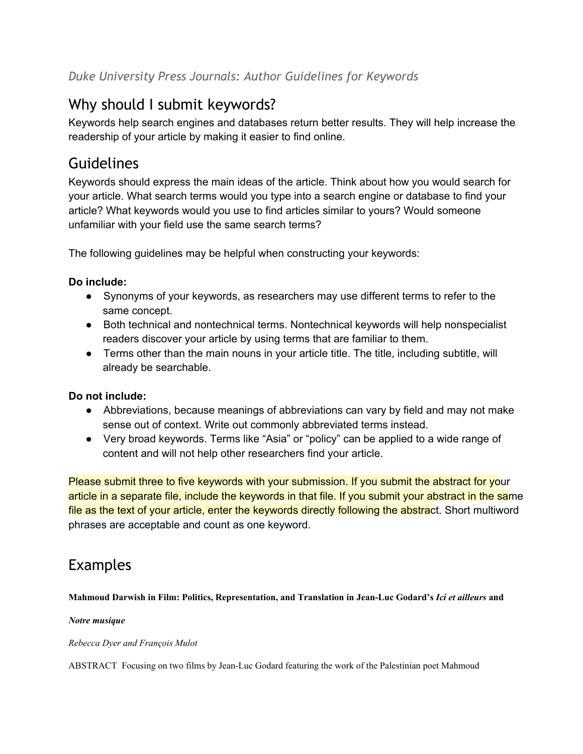*Duke University Press Journals: Author Guidelines for Keywords*

# Why should I submit keywords?

Keywords help search engines and databases return better results. They will help increase the readership of your article by making it easier to find online.

# Guidelines

Keywords should express the main ideas of the article. Think about how you would search for your article. What search terms would you type into a search engine or database to find your article? What keywords would you use to find articles similar to yours? Would someone unfamiliar with your field use the same search terms?

The following guidelines may be helpful when constructing your keywords:

**Do include:**

- Synonyms of your keywords, as researchers may use different terms to refer to the same concept.
- Both technical and nontechnical terms. Nontechnical keywords will help nonspecialist readers discover your article by using terms that are familiar to them.
- Terms other than the main nouns in your article title. The title, including subtitle, will already be searchable.

**Do not include:**

- Abbreviations, because meanings of abbreviations can vary by field and may not make sense out of context. Write out commonly abbreviated terms instead.
- Very broad keywords. Terms like "Asia" or "policy" can be applied to a wide range of content and will not help other researchers find your article.

Please submit three to five keywords with your submission. If you submit the abstract for your article in a separate file, include the keywords in that file. If you submit your abstract in the same file as the text of your article, enter the keywords directly following the abstract. Short multiword phrases are acceptable and count as one keyword.

# Examples

**Mahmoud Darwish in Film: Politics, Representation, and Translation in Jean-Luc Godard's *Ici et ailleurs* and *Notre musique***

*Rebecca Dyer and François Mulot*

ABSTRACT Focusing on two films by Jean-Luc Godard featuring the work of the Palestinian poet Mahmoud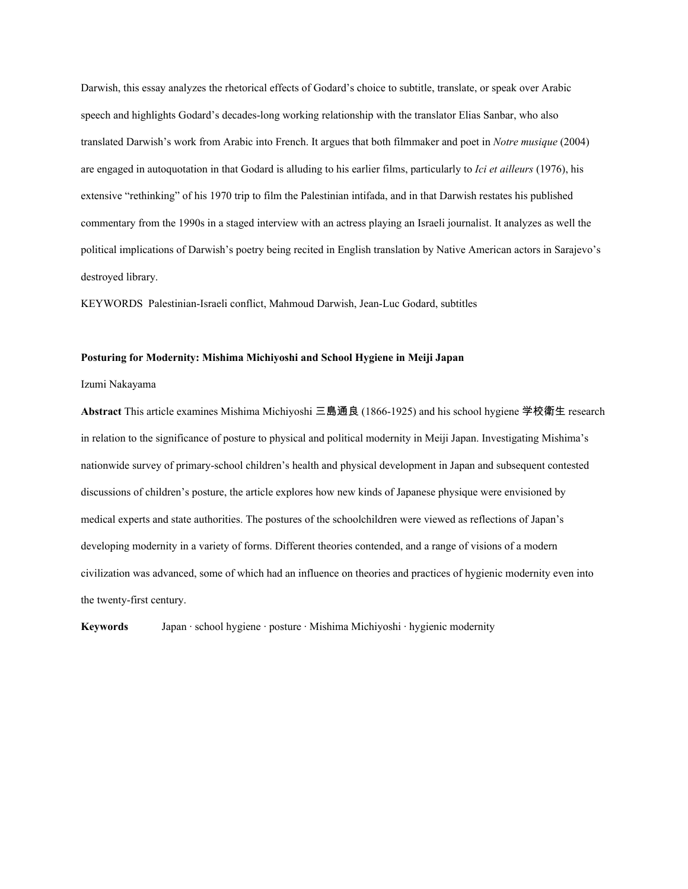Darwish, this essay analyzes the rhetorical effects of Godard's choice to subtitle, translate, or speak over Arabic speech and highlights Godard's decades-long working relationship with the translator Elias Sanbar, who also translated Darwish's work from Arabic into French. It argues that both filmmaker and poet in *Notre musique* (2004) are engaged in autoquotation in that Godard is alluding to his earlier films, particularly to *Ici et ailleurs* (1976), his extensive "rethinking" of his 1970 trip to film the Palestinian intifada, and in that Darwish restates his published commentary from the 1990s in a staged interview with an actress playing an Israeli journalist. It analyzes as well the political implications of Darwish's poetry being recited in English translation by Native American actors in Sarajevo's destroyed library.

KEYWORDS Palestinian-Israeli conflict, Mahmoud Darwish, Jean-Luc Godard, subtitles

**Posturing for Modernity: Mishima Michiyoshi and School Hygiene in Meiji Japan**

Izumi Nakayama

**Abstract** This article examines Mishima Michiyoshi 三島通良 (1866-1925) and his school hygiene 学校衛生 research in relation to the significance of posture to physical and political modernity in Meiji Japan. Investigating Mishima's nationwide survey of primary-school children's health and physical development in Japan and subsequent contested discussions of children's posture, the article explores how new kinds of Japanese physique were envisioned by medical experts and state authorities. The postures of the schoolchildren were viewed as reflections of Japan's developing modernity in a variety of forms. Different theories contended, and a range of visions of a modern civilization was advanced, some of which had an influence on theories and practices of hygienic modernity even into the twenty-first century.

**Keywords** Japan · school hygiene · posture · Mishima Michiyoshi · hygienic modernity